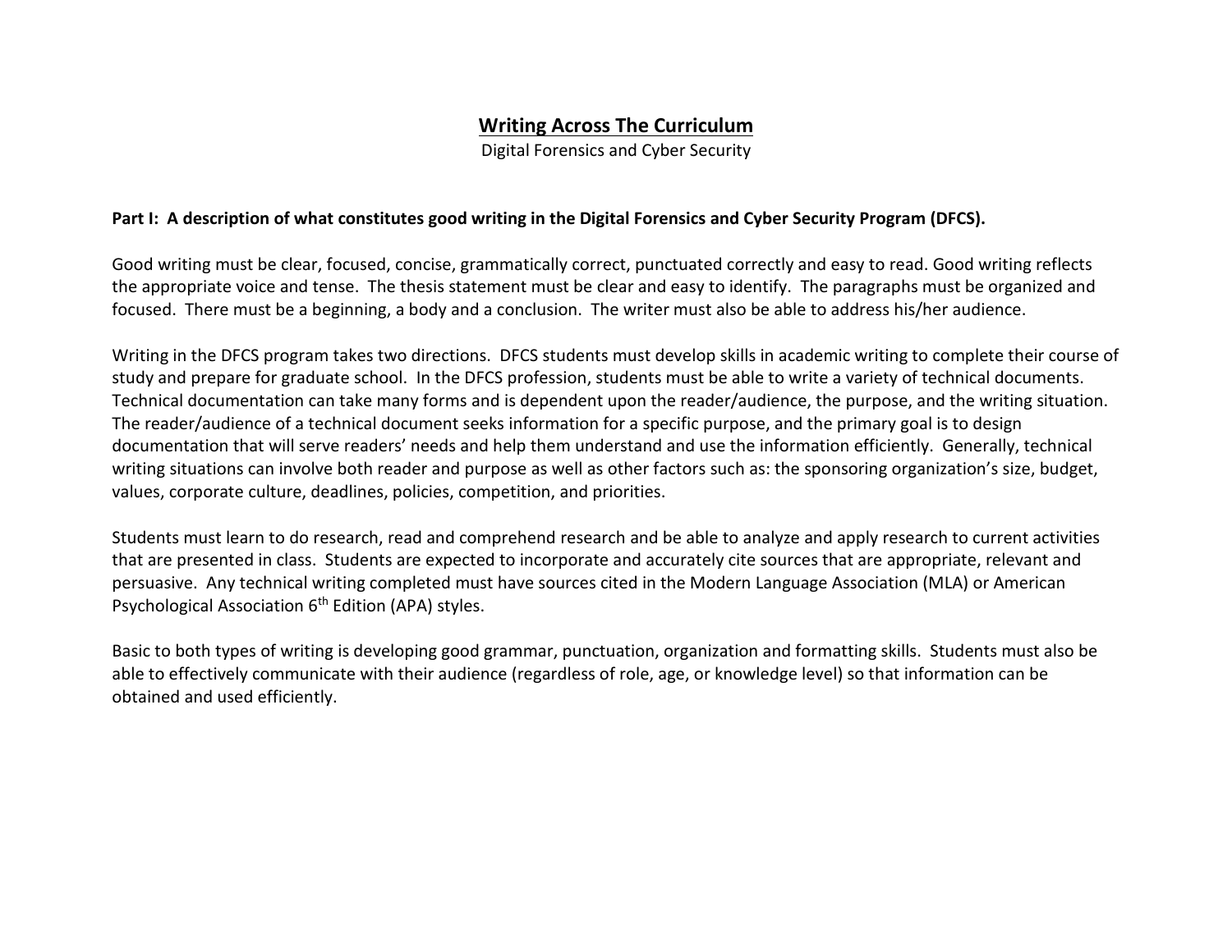# Writing Across The Curriculum

Digital Forensics and Cyber Security

**Part I: A description of what constitutes good writing in the Digital Forensics and Cyber Security Program (DFCS).**

Good writing must be clear, focused, concise, grammatically correct, punctuated correctly and easy to read. Good writing reflects the appropriate voice and tense. The thesis statement must be clear and easy to identify. The paragraphs must be organized and focused. There must be a beginning, a body and a conclusion. The writer must also be able to address his/her audience.

Writing in the DFCS program takes two directions. DFCS students must develop skills in academic writing to complete their course of study and prepare for graduate school. In the DFCS profession, students must be able to write a variety of technical documents. Technical documentation can take many forms and is dependent upon the reader/audience, the purpose, and the writing situation. The reader/audience of a technical document seeks information for a specific purpose, and the primary goal is to design documentation that will serve readers' needs and help them understand and use the information efficiently. Generally, technical writing situations can involve both reader and purpose as well as other factors such as: the sponsoring organization's size, budget, values, corporate culture, deadlines, policies, competition, and priorities.

Students must learn to do research, read and comprehend research and be able to analyze and apply research to current activities that are presented in class. Students are expected to incorporate and accurately cite sources that are appropriate, relevant and persuasive. Any technical writing completed must have sources cited in the Modern Language Association (MLA) or American Psychological Association 6th Edition (APA) styles.

Basic to both types of writing is developing good grammar, punctuation, organization and formatting skills. Students must also be able to effectively communicate with their audience (regardless of role, age, or knowledge level) so that information can be obtained and used efficiently.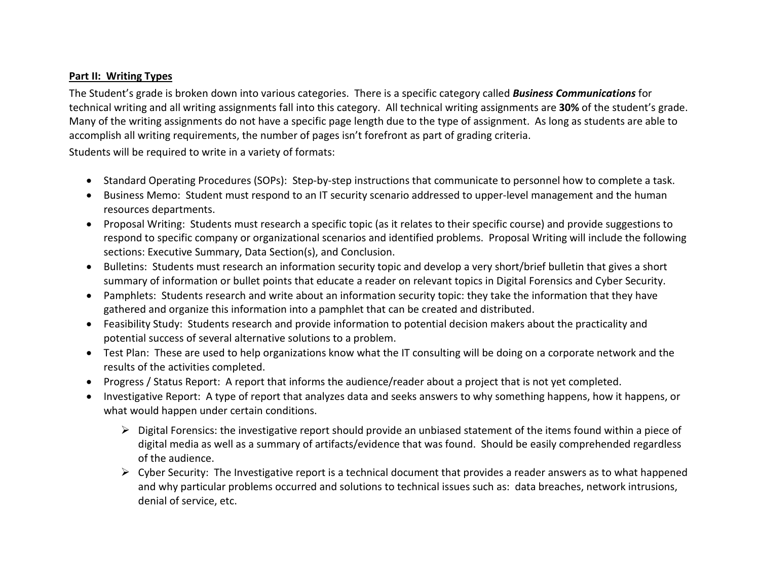**Part II: Writing Types**

The Student's grade is broken down into various categories. There is a specific category called ***Business Communications*** for technical writing and all writing assignments fall into this category. All technical writing assignments are **30%** of the student's grade. Many of the writing assignments do not have a specific page length due to the type of assignment. As long as students are able to accomplish all writing requirements, the number of pages isn't forefront as part of grading criteria.

Students will be required to write in a variety of formats:

- Standard Operating Procedures (SOPs): Step-by-step instructions that communicate to personnel how to complete a task.
- Business Memo: Student must respond to an IT security scenario addressed to upper-level management and the human resources departments.
- Proposal Writing: Students must research a specific topic (as it relates to their specific course) and provide suggestions to respond to specific company or organizational scenarios and identified problems. Proposal Writing will include the following sections: Executive Summary, Data Section(s), and Conclusion.
- Bulletins: Students must research an information security topic and develop a very short/brief bulletin that gives a short summary of information or bullet points that educate a reader on relevant topics in Digital Forensics and Cyber Security.
- Pamphlets: Students research and write about an information security topic: they take the information that they have gathered and organize this information into a pamphlet that can be created and distributed.
- Feasibility Study: Students research and provide information to potential decision makers about the practicality and potential success of several alternative solutions to a problem.
- Test Plan: These are used to help organizations know what the IT consulting will be doing on a corporate network and the results of the activities completed.
- Progress / Status Report: A report that informs the audience/reader about a project that is not yet completed.
- Investigative Report: A type of report that analyzes data and seeks answers to why something happens, how it happens, or what would happen under certain conditions.
  - Digital Forensics: the investigative report should provide an unbiased statement of the items found within a piece of digital media as well as a summary of artifacts/evidence that was found. Should be easily comprehended regardless of the audience.
  - Cyber Security: The Investigative report is a technical document that provides a reader answers as to what happened and why particular problems occurred and solutions to technical issues such as: data breaches, network intrusions, denial of service, etc.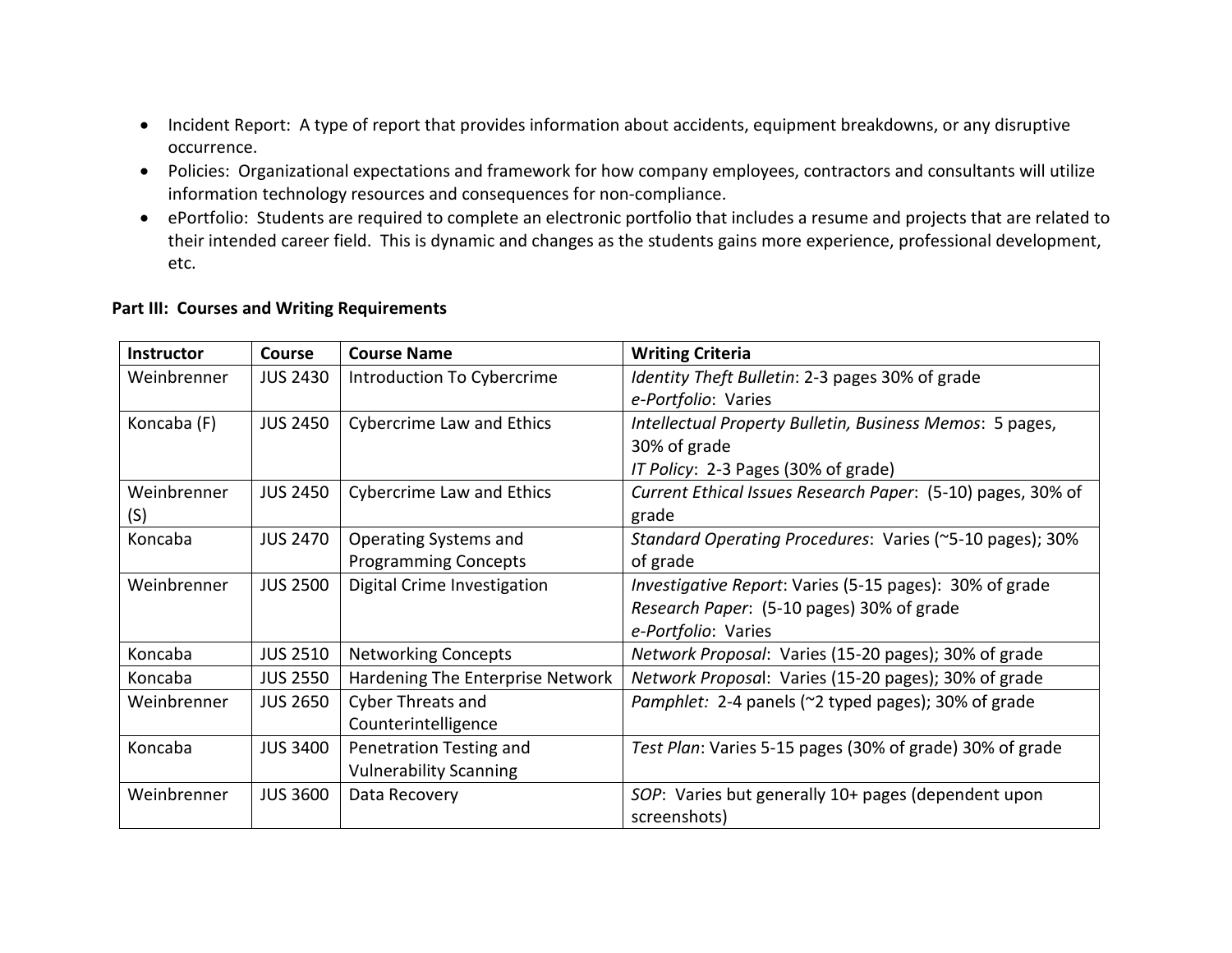- Incident Report: A type of report that provides information about accidents, equipment breakdowns, or any disruptive occurrence.
- Policies: Organizational expectations and framework for how company employees, contractors and consultants will utilize information technology resources and consequences for non-compliance.
- ePortfolio: Students are required to complete an electronic portfolio that includes a resume and projects that are related to their intended career field. This is dynamic and changes as the students gains more experience, professional development, etc.

**Part III: Courses and Writing Requirements**

| Instructor | Course | Course Name | Writing Criteria |
|---|---|---|---|
| Weinbrenner | JUS 2430 | Introduction To Cybercrime | *Identity Theft Bulletin*: 2-3 pages 30% of grade<br>*e-Portfolio*: Varies |
| Koncaba (F) | JUS 2450 | Cybercrime Law and Ethics | *Intellectual Property Bulletin, Business Memos*: 5 pages, 30% of grade<br>*IT Policy*: 2-3 Pages (30% of grade) |
| Weinbrenner (S) | JUS 2450 | Cybercrime Law and Ethics | *Current Ethical Issues Research Paper*: (5-10) pages, 30% of grade |
| Koncaba | JUS 2470 | Operating Systems and Programming Concepts | *Standard Operating Procedures*: Varies (~5-10 pages); 30% of grade |
| Weinbrenner | JUS 2500 | Digital Crime Investigation | *Investigative Report*: Varies (5-15 pages): 30% of grade<br>*Research Paper*: (5-10 pages) 30% of grade<br>*e-Portfolio*: Varies |
| Koncaba | JUS 2510 | Networking Concepts | *Network Proposal*: Varies (15-20 pages); 30% of grade |
| Koncaba | JUS 2550 | Hardening The Enterprise Network | *Network Proposal*: Varies (15-20 pages); 30% of grade |
| Weinbrenner | JUS 2650 | Cyber Threats and Counterintelligence | *Pamphlet:* 2-4 panels (~2 typed pages); 30% of grade |
| Koncaba | JUS 3400 | Penetration Testing and Vulnerability Scanning | *Test Plan*: Varies 5-15 pages (30% of grade) 30% of grade |
| Weinbrenner | JUS 3600 | Data Recovery | *SOP*: Varies but generally 10+ pages (dependent upon screenshots) |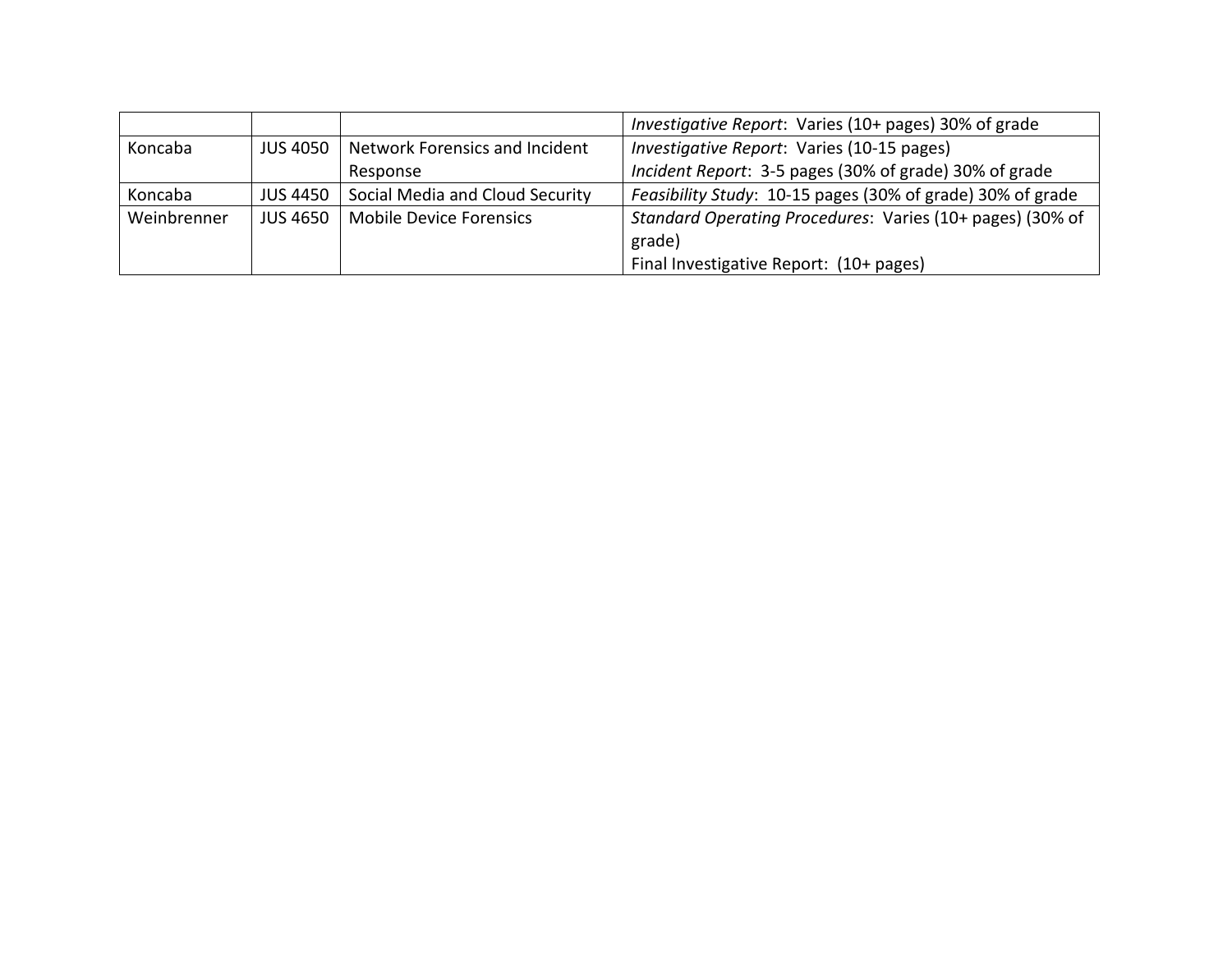| | | | |
|---|---|---|---|
| | | | *Investigative Report*: Varies (10+ pages) 30% of grade |
| Koncaba | JUS 4050 | Network Forensics and Incident Response | *Investigative Report*: Varies (10-15 pages)<br>*Incident Report*: 3-5 pages (30% of grade) 30% of grade |
| Koncaba | JUS 4450 | Social Media and Cloud Security | *Feasibility Study*: 10-15 pages (30% of grade) 30% of grade |
| Weinbrenner | JUS 4650 | Mobile Device Forensics | *Standard Operating Procedures*: Varies (10+ pages) (30% of grade)<br>Final Investigative Report: (10+ pages) |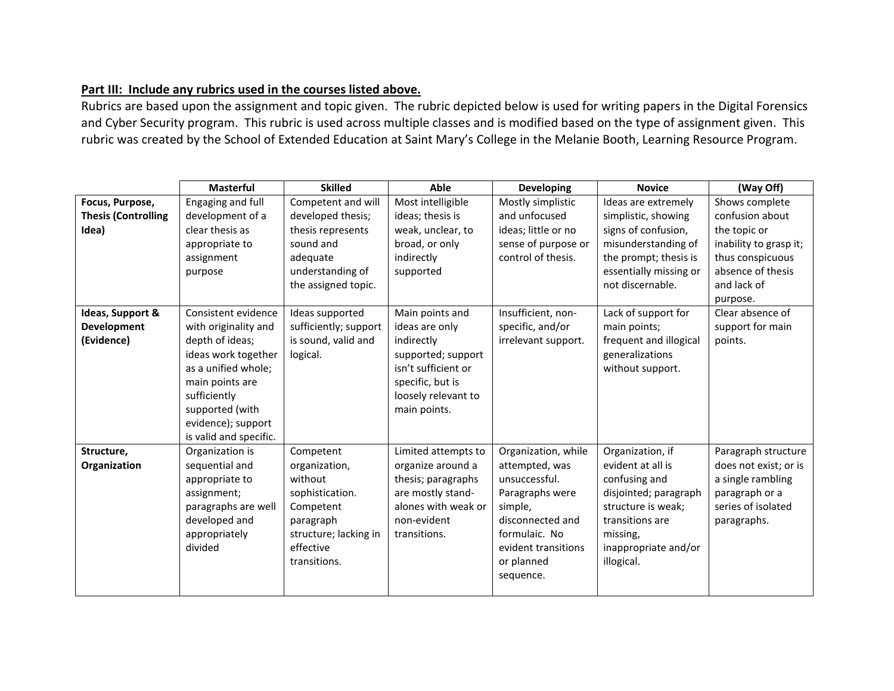**Part III: Include any rubrics used in the courses listed above.**

Rubrics are based upon the assignment and topic given. The rubric depicted below is used for writing papers in the Digital Forensics and Cyber Security program. This rubric is used across multiple classes and is modified based on the type of assignment given. This rubric was created by the School of Extended Education at Saint Mary's College in the Melanie Booth, Learning Resource Program.

| | Masterful | Skilled | Able | Developing | Novice | (Way Off) |
|---|---|---|---|---|---|---|
| **Focus, Purpose, Thesis (Controlling Idea)** | Engaging and full development of a clear thesis as appropriate to assignment purpose | Competent and will developed thesis; thesis represents sound and adequate understanding of the assigned topic. | Most intelligible ideas; thesis is weak, unclear, to broad, or only indirectly supported | Mostly simplistic and unfocused ideas; little or no sense of purpose or control of thesis. | Ideas are extremely simplistic, showing signs of confusion, misunderstanding of the prompt; thesis is essentially missing or not discernable. | Shows complete confusion about the topic or inability to grasp it; thus conspicuous absence of thesis and lack of purpose. |
| **Ideas, Support & Development (Evidence)** | Consistent evidence with originality and depth of ideas; ideas work together as a unified whole; main points are sufficiently supported (with evidence); support is valid and specific. | Ideas supported sufficiently; support is sound, valid and logical. | Main points and ideas are only indirectly supported; support isn't sufficient or specific, but is loosely relevant to main points. | Insufficient, non-specific, and/or irrelevant support. | Lack of support for main points; frequent and illogical generalizations without support. | Clear absence of support for main points. |
| **Structure, Organization** | Organization is sequential and appropriate to assignment; paragraphs are well developed and appropriately divided | Competent organization, without sophistication. Competent paragraph structure; lacking in effective transitions. | Limited attempts to organize around a thesis; paragraphs are mostly stand-alones with weak or non-evident transitions. | Organization, while attempted, was unsuccessful. Paragraphs were simple, disconnected and formulaic. No evident transitions or planned sequence. | Organization, if evident at all is confusing and disjointed; paragraph structure is weak; transitions are missing, inappropriate and/or illogical. | Paragraph structure does not exist; or is a single rambling paragraph or a series of isolated paragraphs. |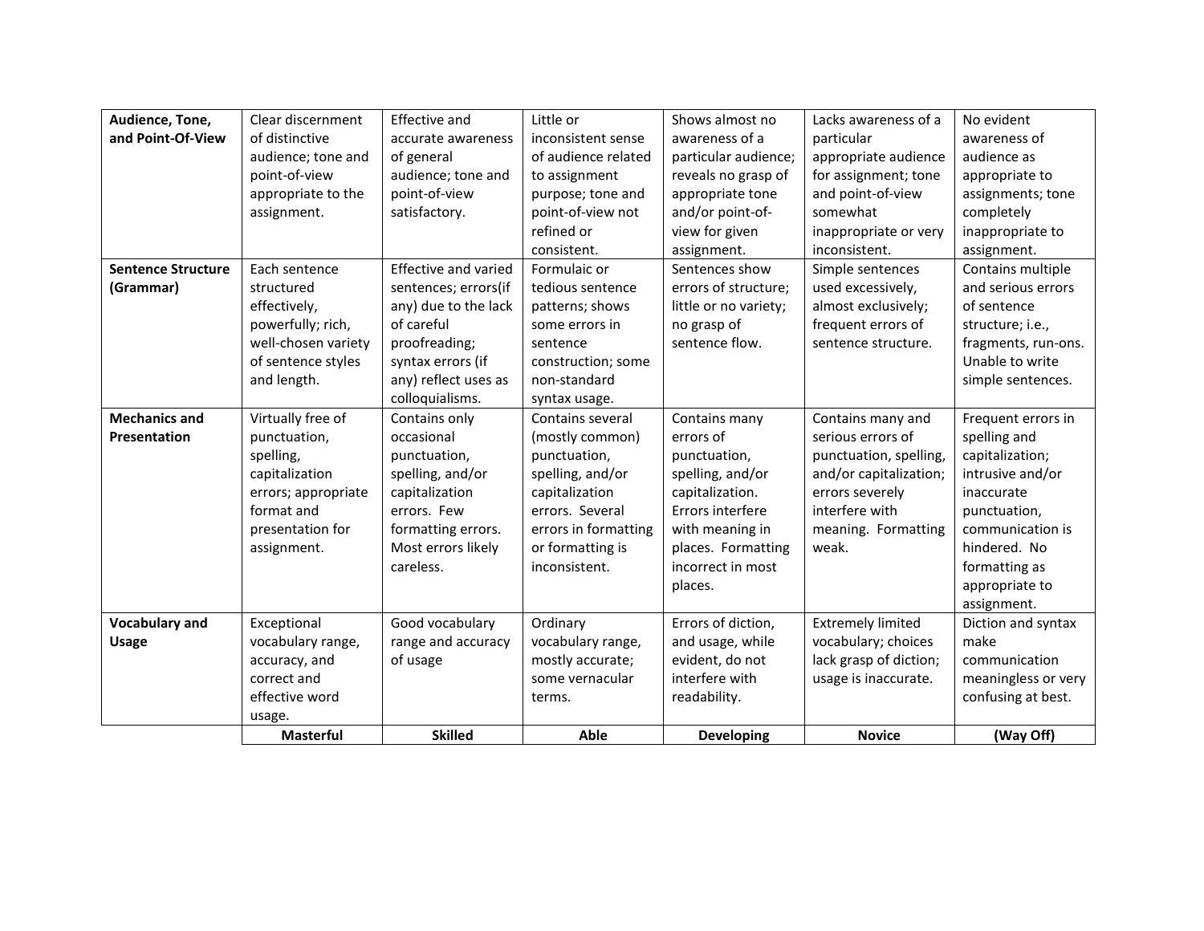| | | | | | | |
|---|---|---|---|---|---|---|
| **Audience, Tone, and Point-Of-View** | Clear discernment of distinctive audience; tone and point-of-view appropriate to the assignment. | Effective and accurate awareness of general audience; tone and point-of-view satisfactory. | Little or inconsistent sense of audience related to assignment purpose; tone and point-of-view not refined or consistent. | Shows almost no awareness of a particular audience; reveals no grasp of appropriate tone and/or point-of-view for given assignment. | Lacks awareness of a particular appropriate audience for assignment; tone and point-of-view somewhat inappropriate or very inconsistent. | No evident awareness of audience as appropriate to assignments; tone completely inappropriate to assignment. |
| **Sentence Structure (Grammar)** | Each sentence structured effectively, powerfully; rich, well-chosen variety of sentence styles and length. | Effective and varied sentences; errors(if any) due to the lack of careful proofreading; syntax errors (if any) reflect uses as colloquialisms. | Formulaic or tedious sentence patterns; shows some errors in sentence construction; some non-standard syntax usage. | Sentences show errors of structure; little or no variety; no grasp of sentence flow. | Simple sentences used excessively, almost exclusively; frequent errors of sentence structure. | Contains multiple and serious errors of sentence structure; i.e., fragments, run-ons. Unable to write simple sentences. |
| **Mechanics and Presentation** | Virtually free of punctuation, spelling, capitalization errors; appropriate format and presentation for assignment. | Contains only occasional punctuation, spelling, and/or capitalization errors. Few formatting errors. Most errors likely careless. | Contains several (mostly common) punctuation, spelling, and/or capitalization errors. Several errors in formatting or formatting is inconsistent. | Contains many errors of punctuation, spelling, and/or capitalization. Errors interfere with meaning in places. Formatting incorrect in most places. | Contains many and serious errors of punctuation, spelling, and/or capitalization; errors severely interfere with meaning. Formatting weak. | Frequent errors in spelling and capitalization; intrusive and/or inaccurate punctuation, communication is hindered. No formatting as appropriate to assignment. |
| **Vocabulary and Usage** | Exceptional vocabulary range, accuracy, and correct and effective word usage. | Good vocabulary range and accuracy of usage | Ordinary vocabulary range, mostly accurate; some vernacular terms. | Errors of diction, and usage, while evident, do not interfere with readability. | Extremely limited vocabulary; choices lack grasp of diction; usage is inaccurate. | Diction and syntax make communication meaningless or very confusing at best. |
| | **Masterful** | **Skilled** | **Able** | **Developing** | **Novice** | **(Way Off)** |